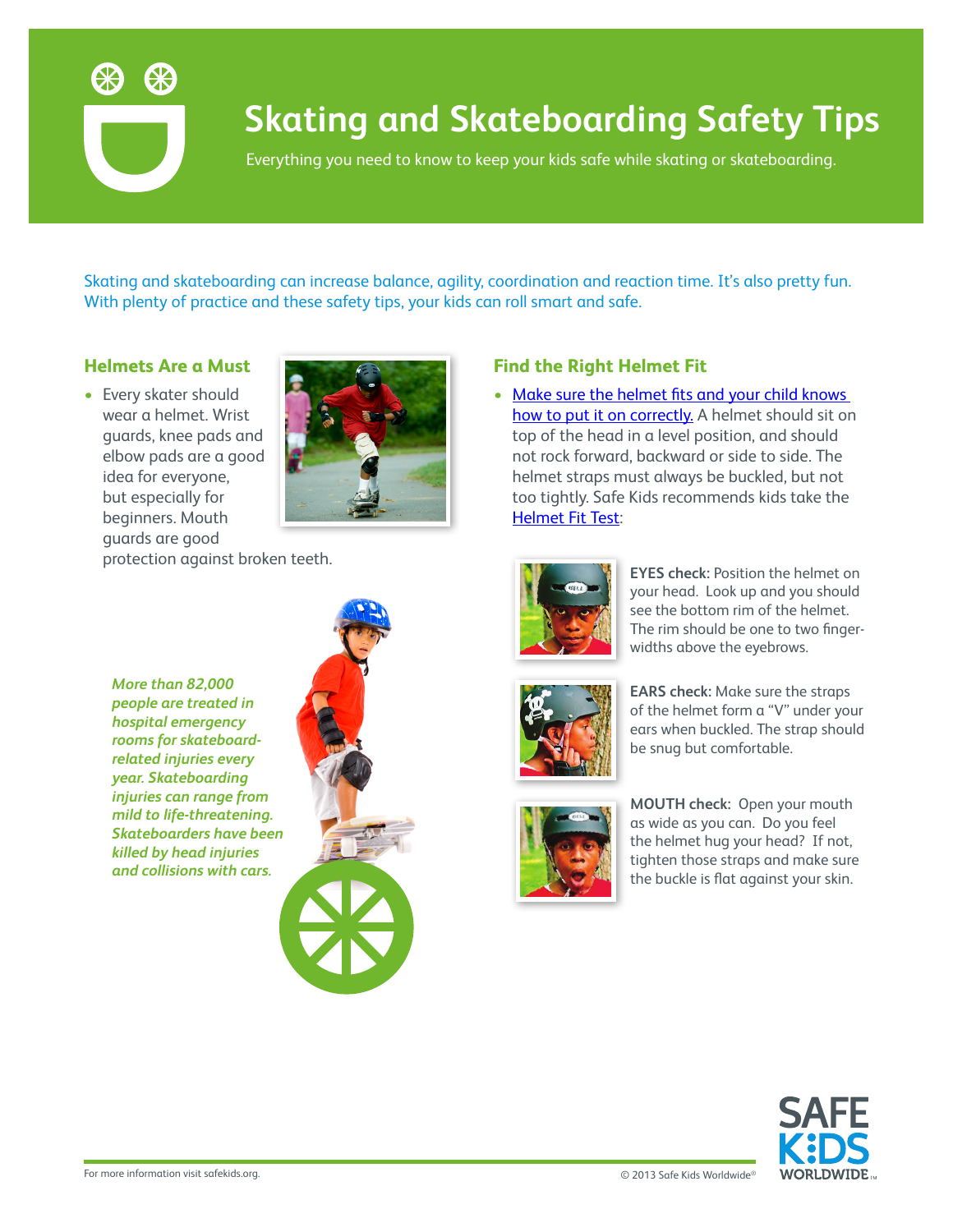# Skating and Skateboarding Safety Tips

Everything you need to know to keep your kids safe while skating or skateboarding.

Skating and skateboarding can increase balance, agility, coordination and reaction time. It's also pretty fun. With plenty of practice and these safety tips, your kids can roll smart and safe.

## Helmets Are a Must

- Every skater should wear a helmet. Wrist guards, knee pads and elbow pads are a good idea for everyone, but especially for beginners. Mouth guards are good protection against broken teeth.

*More than 82,000 people are treated in hospital emergency rooms for skateboard-related injuries every year. Skateboarding injuries can range from mild to life-threatening. Skateboarders have been killed by head injuries and collisions with cars.*

## Find the Right Helmet Fit

- Make sure the helmet fits and your child knows how to put it on correctly. A helmet should sit on top of the head in a level position, and should not rock forward, backward or side to side. The helmet straps must always be buckled, but not too tightly. Safe Kids recommends kids take the Helmet Fit Test:

**EYES check:** Position the helmet on your head. Look up and you should see the bottom rim of the helmet. The rim should be one to two finger-widths above the eyebrows.

**EARS check:** Make sure the straps of the helmet form a "V" under your ears when buckled. The strap should be snug but comfortable.

**MOUTH check:** Open your mouth as wide as you can. Do you feel the helmet hug your head? If not, tighten those straps and make sure the buckle is flat against your skin.

For more information visit safekids.org.

© 2013 Safe Kids Worldwide®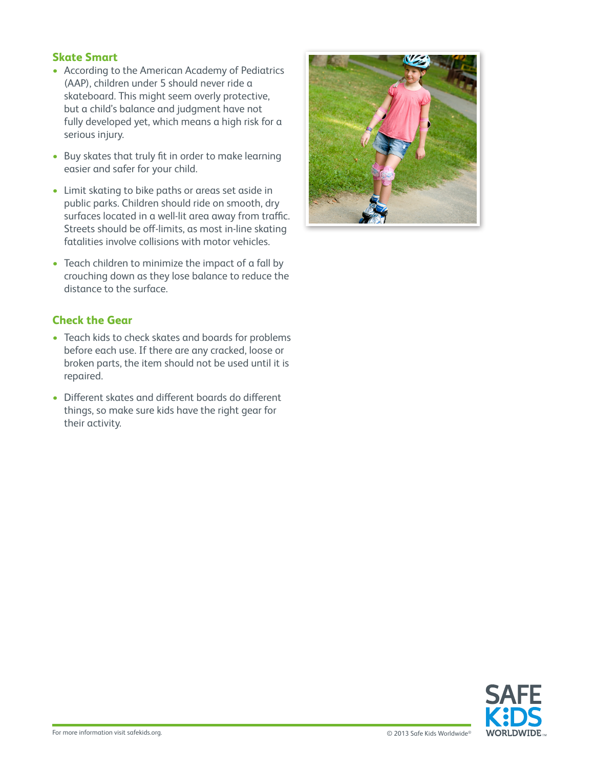## Skate Smart

- According to the American Academy of Pediatrics (AAP), children under 5 should never ride a skateboard. This might seem overly protective, but a child's balance and judgment have not fully developed yet, which means a high risk for a serious injury.
- Buy skates that truly fit in order to make learning easier and safer for your child.
- Limit skating to bike paths or areas set aside in public parks. Children should ride on smooth, dry surfaces located in a well-lit area away from traffic. Streets should be off-limits, as most in-line skating fatalities involve collisions with motor vehicles.
- Teach children to minimize the impact of a fall by crouching down as they lose balance to reduce the distance to the surface.

## Check the Gear

- Teach kids to check skates and boards for problems before each use. If there are any cracked, loose or broken parts, the item should not be used until it is repaired.
- Different skates and different boards do different things, so make sure kids have the right gear for their activity.

For more information visit safekids.org.

© 2013 Safe Kids Worldwide®